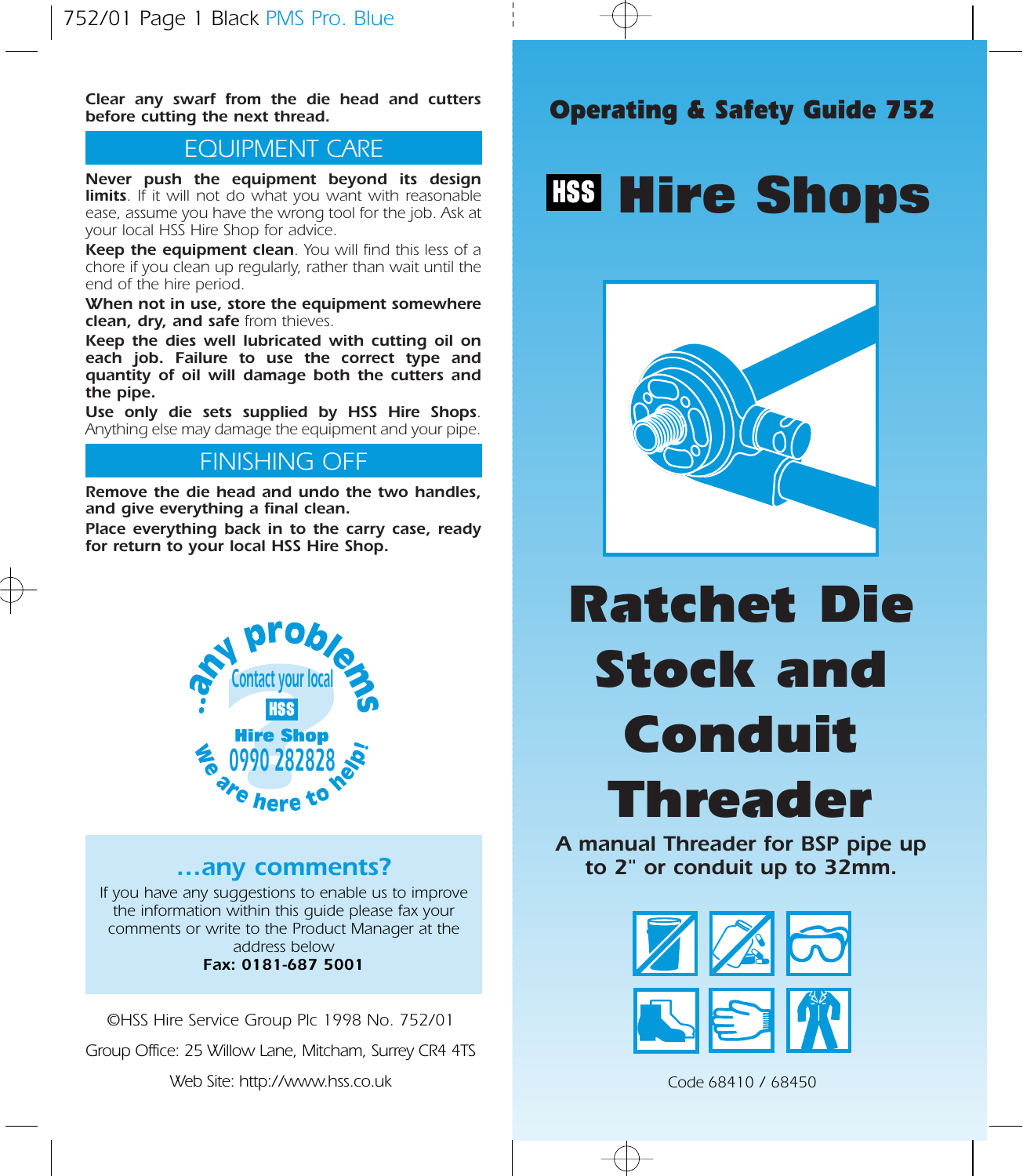**Clear any swarf from the die head and cutters before cutting the next thread.**

## EQUIPMENT CARE

**Never push the equipment beyond its design limits**. If it will not do what you want with reasonable ease, assume you have the wrong tool for the job. Ask at your local HSS Hire Shop for advice.

**Keep the equipment clean**. You will find this less of a chore if you clean up regularly, rather than wait until the end of the hire period.

**When not in use, store the equipment somewhere clean, dry, and safe** from thieves.

**Keep the dies well lubricated with cutting oil on each job. Failure to use the correct type and quantity of oil will damage both the cutters and the pipe.**

**Use only die sets supplied by HSS Hire Shops**. Anything else may damage the equipment and your pipe.

## FINISHING OFF

**Remove the die head and undo the two handles, and give everything a final clean.**

**Place everything back in to the carry case, ready for return to your local HSS Hire Shop.**

...any problems? Contact your local HSS Hire Shop 0990 282828 We are here to help!

### ...any comments?

If you have any suggestions to enable us to improve the information within this guide please fax your comments or write to the Product Manager at the address below

**Fax: 0181-687 5001**

©HSS Hire Service Group Plc 1998 No. 752/01

Group Office: 25 Willow Lane, Mitcham, Surrey CR4 4TS

Web Site: http://www.hss.co.uk

**Operating & Safety Guide 752**

**HSS Hire Shops**

# Ratchet Die Stock and Conduit Threader

**A manual Threader for BSP pipe up to 2" or conduit up to 32mm.**

Code 68410 / 68450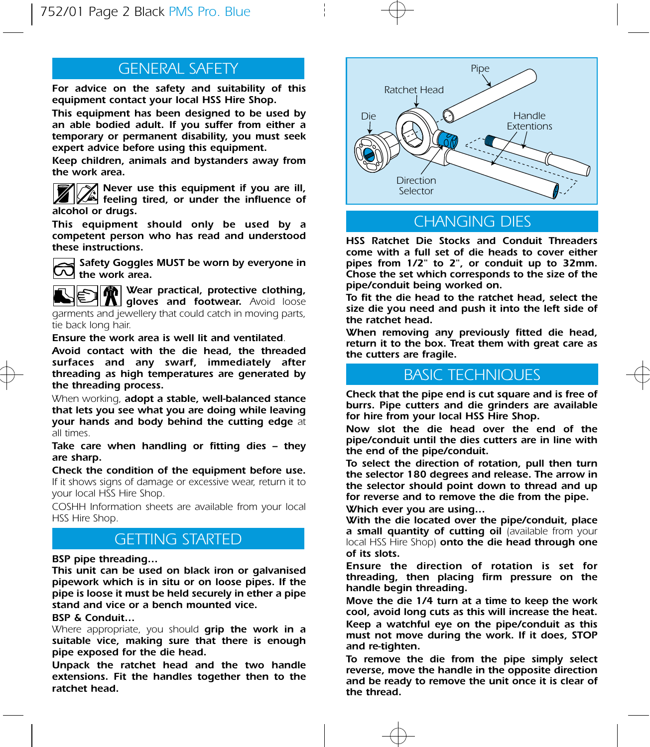## GENERAL SAFETY

**For advice on the safety and suitability of this equipment contact your local HSS Hire Shop.**

**This equipment has been designed to be used by an able bodied adult. If you suffer from either a temporary or permanent disability, you must seek expert advice before using this equipment.**

**Keep children, animals and bystanders away from the work area.**

**Never use this equipment if you are ill, feeling tired, or under the influence of alcohol or drugs.**

**This equipment should only be used by a competent person who has read and understood these instructions.**

**Safety Goggles MUST be worn by everyone in the work area.**

**Wear practical, protective clothing, gloves and footwear.** Avoid loose garments and jewellery that could catch in moving parts, tie back long hair.

**Ensure the work area is well lit and ventilated**.

**Avoid contact with the die head, the threaded surfaces and any swarf, immediately after threading as high temperatures are generated by the threading process.**

When working, **adopt a stable, well-balanced stance that lets you see what you are doing while leaving your hands and body behind the cutting edge** at all times.

**Take care when handling or fitting dies – they are sharp.**

**Check the condition of the equipment before use.** If it shows signs of damage or excessive wear, return it to your local HSS Hire Shop.

COSHH Information sheets are available from your local HSS Hire Shop.

## GETTING STARTED

**BSP pipe threading…**

**This unit can be used on black iron or galvanised pipework which is in situ or on loose pipes. If the pipe is loose it must be held securely in ether a pipe stand and vice or a bench mounted vice.**

**BSP & Conduit…**

Where appropriate, you should **grip the work in a suitable vice, making sure that there is enough pipe exposed for the die head.**

**Unpack the ratchet head and the two handle extensions. Fit the handles together then to the ratchet head.**

Pipe
Ratchet Head
Die
Handle Extentions
Direction Selector

## CHANGING DIES

**HSS Ratchet Die Stocks and Conduit Threaders come with a full set of die heads to cover either pipes from 1/2" to 2", or conduit up to 32mm. Chose the set which corresponds to the size of the pipe/conduit being worked on.**

**To fit the die head to the ratchet head, select the size die you need and push it into the left side of the ratchet head.**

**When removing any previously fitted die head, return it to the box. Treat them with great care as the cutters are fragile.**

## BASIC TECHNIQUES

**Check that the pipe end is cut square and is free of burrs. Pipe cutters and die grinders are available for hire from your local HSS Hire Shop.**

**Now slot the die head over the end of the pipe/conduit until the dies cutters are in line with the end of the pipe/conduit.**

**To select the direction of rotation, pull then turn the selector 180 degrees and release. The arrow in the selector should point down to thread and up for reverse and to remove the die from the pipe.**

**Which ever you are using…**

**With the die located over the pipe/conduit, place a small quantity of cutting oil** (available from your local HSS Hire Shop) **onto the die head through one of its slots.**

**Ensure the direction of rotation is set for threading, then placing firm pressure on the handle begin threading.**

**Move the die 1/4 turn at a time to keep the work cool, avoid long cuts as this will increase the heat.**

**Keep a watchful eye on the pipe/conduit as this must not move during the work. If it does, STOP and re-tighten.**

**To remove the die from the pipe simply select reverse, move the handle in the opposite direction and be ready to remove the unit once it is clear of the thread.**